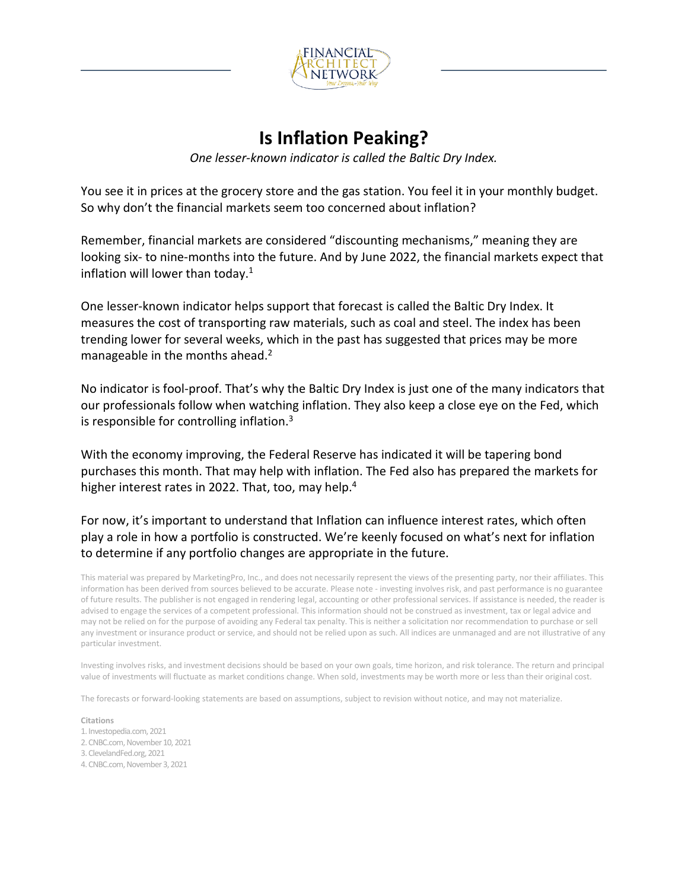# Is Inflation Peaking?

*One lesser-known indicator is called the Baltic Dry Index.*

You see it in prices at the grocery store and the gas station. You feel it in your monthly budget. So why don't the financial markets seem too concerned about inflation?

Remember, financial markets are considered "discounting mechanisms," meaning they are looking six- to nine-months into the future. And by June 2022, the financial markets expect that inflation will lower than today.[1]

One lesser-known indicator helps support that forecast is called the Baltic Dry Index. It measures the cost of transporting raw materials, such as coal and steel. The index has been trending lower for several weeks, which in the past has suggested that prices may be more manageable in the months ahead.[2]

No indicator is fool-proof. That's why the Baltic Dry Index is just one of the many indicators that our professionals follow when watching inflation. They also keep a close eye on the Fed, which is responsible for controlling inflation.[3]

With the economy improving, the Federal Reserve has indicated it will be tapering bond purchases this month. That may help with inflation. The Fed also has prepared the markets for higher interest rates in 2022. That, too, may help.[4]

For now, it's important to understand that Inflation can influence interest rates, which often play a role in how a portfolio is constructed. We're keenly focused on what's next for inflation to determine if any portfolio changes are appropriate in the future.

This material was prepared by MarketingPro, Inc., and does not necessarily represent the views of the presenting party, nor their affiliates. This information has been derived from sources believed to be accurate. Please note - investing involves risk, and past performance is no guarantee of future results. The publisher is not engaged in rendering legal, accounting or other professional services. If assistance is needed, the reader is advised to engage the services of a competent professional. This information should not be construed as investment, tax or legal advice and may not be relied on for the purpose of avoiding any Federal tax penalty. This is neither a solicitation nor recommendation to purchase or sell any investment or insurance product or service, and should not be relied upon as such. All indices are unmanaged and are not illustrative of any particular investment.

Investing involves risks, and investment decisions should be based on your own goals, time horizon, and risk tolerance. The return and principal value of investments will fluctuate as market conditions change. When sold, investments may be worth more or less than their original cost.

The forecasts or forward-looking statements are based on assumptions, subject to revision without notice, and may not materialize.

**Citations**

1. Investopedia.com, 2021
2. CNBC.com, November 10, 2021
3. ClevelandFed.org, 2021
4. CNBC.com, November 3, 2021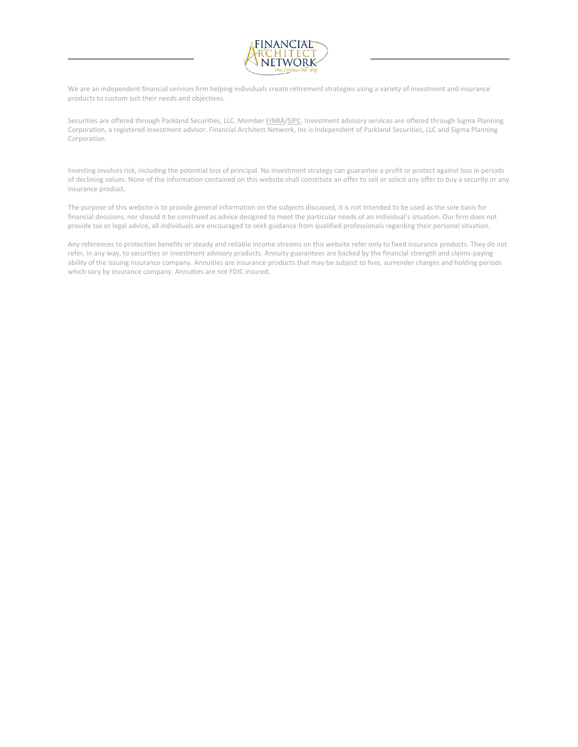We are an independent financial services firm helping individuals create retirement strategies using a variety of investment and insurance products to custom suit their needs and objectives.

Securities are offered through Parkland Securities, LLC. Member FINRA/SIPC. Investment advisory services are offered through Sigma Planning Corporation, a registered investment advisor. Financial Architect Network, Inc is independent of Parkland Securities, LLC and Sigma Planning Corporation.

Investing involves risk, including the potential loss of principal. No investment strategy can guarantee a profit or protect against loss in periods of declining values. None of the information contained on this website shall constitute an offer to sell or solicit any offer to buy a security or any insurance product.

The purpose of this website is to provide general information on the subjects discussed, it is not intended to be used as the sole basis for financial decisions, nor should it be construed as advice designed to meet the particular needs of an individual's situation. Our firm does not provide tax or legal advice, all individuals are encouraged to seek guidance from qualified professionals regarding their personal situation.

Any references to protection benefits or steady and reliable income streams on this website refer only to fixed insurance products. They do not refer, in any way, to securities or investment advisory products. Annuity guarantees are backed by the financial strength and claims-paying ability of the issuing insurance company. Annuities are insurance products that may be subject to fees, surrender charges and holding periods which vary by insurance company. Annuities are not FDIC insured.